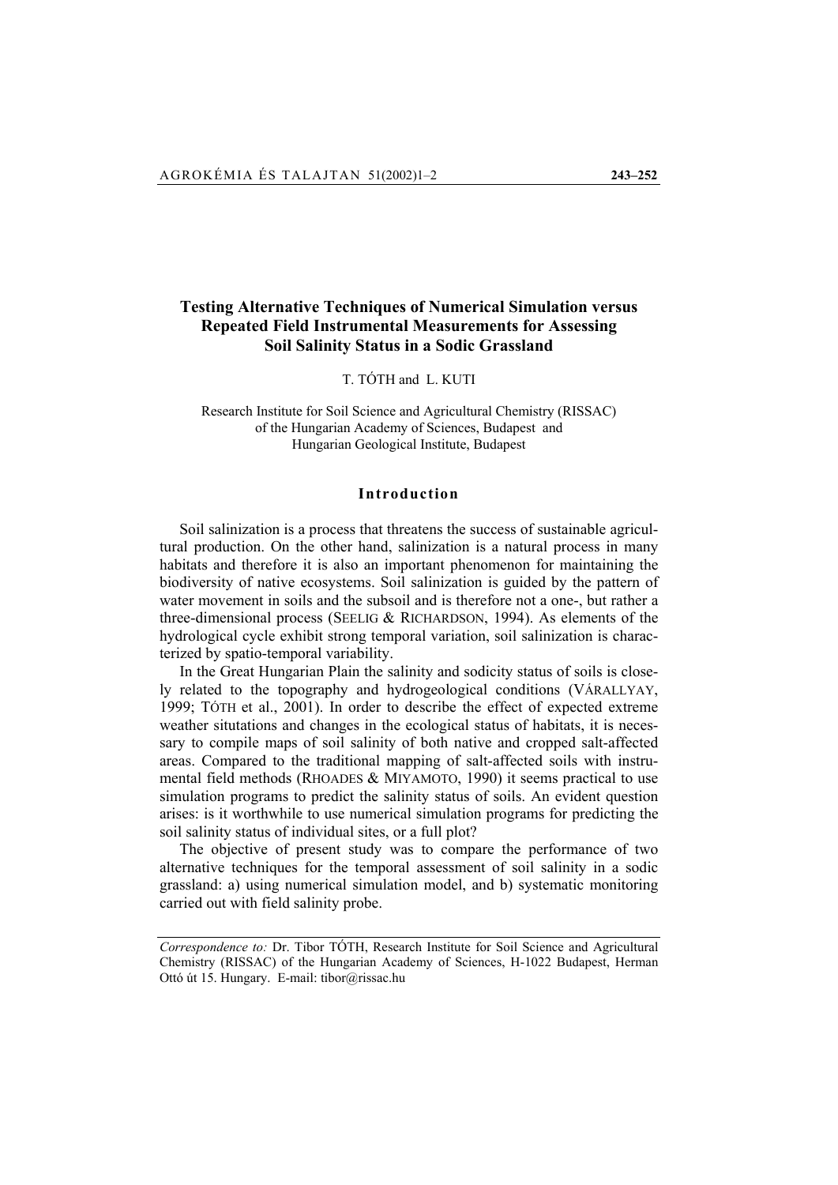# Testing Alternative Techniques of Numerical Simulation versus Repeated Field Instrumental Measurements for Assessing Soil Salinity Status in a Sodic Grassland

T. TÓTH and L. KUTI

Research Institute for Soil Science and Agricultural Chemistry (RISSAC) of the Hungarian Academy of Sciences, Budapest and Hungarian Geological Institute, Budapest

## Introduction

Soil salinization is a process that threatens the success of sustainable agricultural production. On the other hand, salinization is a natural process in many habitats and therefore it is also an important phenomenon for maintaining the biodiversity of native ecosystems. Soil salinization is guided by the pattern of water movement in soils and the subsoil and is therefore not a one-, but rather a three-dimensional process (SEELIG & RICHARDSON, 1994). As elements of the hydrological cycle exhibit strong temporal variation, soil salinization is characterized by spatio-temporal variability.

In the Great Hungarian Plain the salinity and sodicity status of soils is closely related to the topography and hydrogeological conditions (VÁRALLYAY, 1999; TÓTH et al., 2001). In order to describe the effect of expected extreme weather situtations and changes in the ecological status of habitats, it is necessary to compile maps of soil salinity of both native and cropped salt-affected areas. Compared to the traditional mapping of salt-affected soils with instrumental field methods (RHOADES & MIYAMOTO, 1990) it seems practical to use simulation programs to predict the salinity status of soils. An evident question arises: is it worthwhile to use numerical simulation programs for predicting the soil salinity status of individual sites, or a full plot?

The objective of present study was to compare the performance of two alternative techniques for the temporal assessment of soil salinity in a sodic grassland: a) using numerical simulation model, and b) systematic monitoring carried out with field salinity probe.

---

*Correspondence to:* Dr. Tibor TÓTH, Research Institute for Soil Science and Agricultural Chemistry (RISSAC) of the Hungarian Academy of Sciences, H-1022 Budapest, Herman Ottó út 15. Hungary. E-mail: tibor@rissac.hu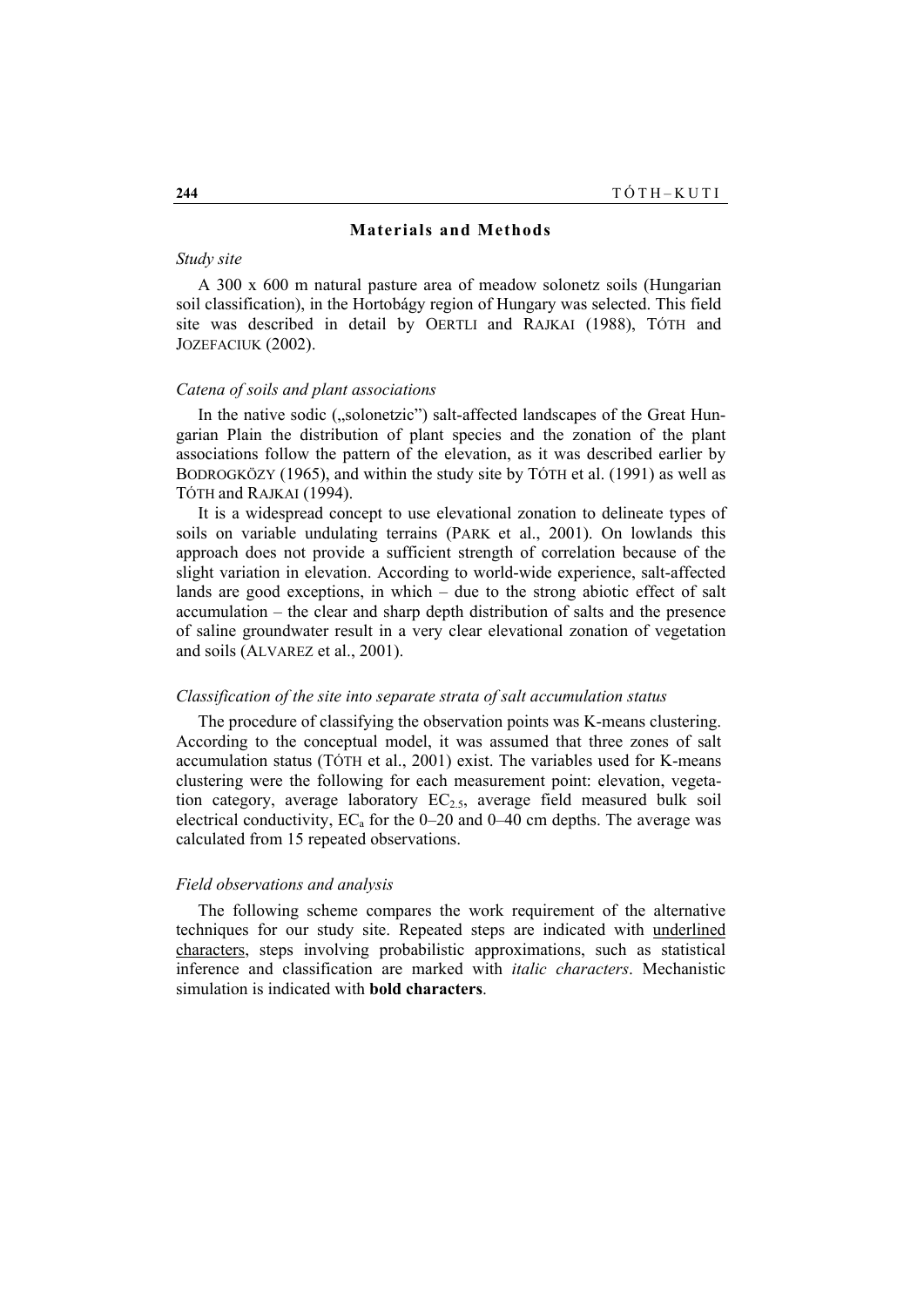## Materials and Methods

### *Study site*

A 300 x 600 m natural pasture area of meadow solonetz soils (Hungarian soil classification), in the Hortobágy region of Hungary was selected. This field site was described in detail by OERTLI and RAJKAI (1988), TÓTH and JOZEFACIUK (2002).

### *Catena of soils and plant associations*

In the native sodic („solonetzic”) salt-affected landscapes of the Great Hungarian Plain the distribution of plant species and the zonation of the plant associations follow the pattern of the elevation, as it was described earlier by BODROGKÖZY (1965), and within the study site by TÓTH et al. (1991) as well as TÓTH and RAJKAI (1994).

It is a widespread concept to use elevational zonation to delineate types of soils on variable undulating terrains (PARK et al., 2001). On lowlands this approach does not provide a sufficient strength of correlation because of the slight variation in elevation. According to world-wide experience, salt-affected lands are good exceptions, in which – due to the strong abiotic effect of salt accumulation – the clear and sharp depth distribution of salts and the presence of saline groundwater result in a very clear elevational zonation of vegetation and soils (ALVAREZ et al., 2001).

### *Classification of the site into separate strata of salt accumulation status*

The procedure of classifying the observation points was K-means clustering. According to the conceptual model, it was assumed that three zones of salt accumulation status (TÓTH et al., 2001) exist. The variables used for K-means clustering were the following for each measurement point: elevation, vegetation category, average laboratory $EC_{2.5}$, average field measured bulk soil electrical conductivity, $EC_a$ for the 0–20 and 0–40 cm depths. The average was calculated from 15 repeated observations.

### *Field observations and analysis*

The following scheme compares the work requirement of the alternative techniques for our study site. Repeated steps are indicated with <u>underlined characters</u>, steps involving probabilistic approximations, such as statistical inference and classification are marked with *italic characters*. Mechanistic simulation is indicated with **bold characters**.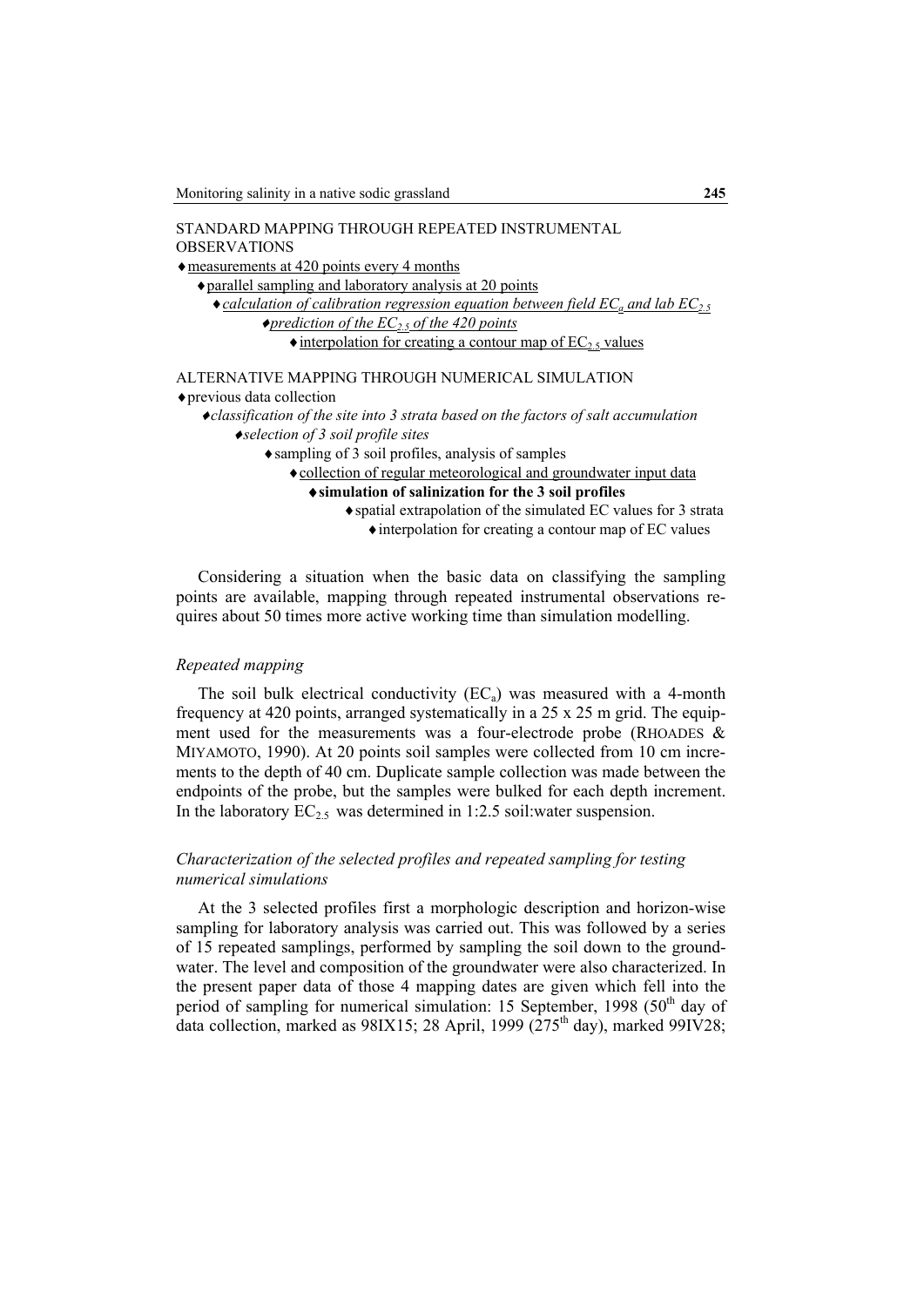STANDARD MAPPING THROUGH REPEATED INSTRUMENTAL OBSERVATIONS

- ♦measurements at 420 points every 4 months
  - ♦parallel sampling and laboratory analysis at 20 points
    - ♦*calculation of calibration regression equation between field $EC_a$ and lab $EC_{2.5}$*
      - ♦*prediction of the $EC_{2.5}$ of the 420 points*
        - ♦interpolation for creating a contour map of $EC_{2.5}$ values

ALTERNATIVE MAPPING THROUGH NUMERICAL SIMULATION

- ♦previous data collection
  - ♦*classification of the site into 3 strata based on the factors of salt accumulation*
    - ♦*selection of 3 soil profile sites*
      - ♦sampling of 3 soil profiles, analysis of samples
        - ♦collection of regular meteorological and groundwater input data
          - ♦**simulation of salinization for the 3 soil profiles**
            - ♦spatial extrapolation of the simulated EC values for 3 strata
              - ♦interpolation for creating a contour map of EC values

Considering a situation when the basic data on classifying the sampling points are available, mapping through repeated instrumental observations requires about 50 times more active working time than simulation modelling.

*Repeated mapping*

The soil bulk electrical conductivity ($EC_a$) was measured with a 4-month frequency at 420 points, arranged systematically in a 25 x 25 m grid. The equipment used for the measurements was a four-electrode probe (RHOADES & MIYAMOTO, 1990). At 20 points soil samples were collected from 10 cm increments to the depth of 40 cm. Duplicate sample collection was made between the endpoints of the probe, but the samples were bulked for each depth increment. In the laboratory $EC_{2.5}$ was determined in 1:2.5 soil:water suspension.

*Characterization of the selected profiles and repeated sampling for testing numerical simulations*

At the 3 selected profiles first a morphologic description and horizon-wise sampling for laboratory analysis was carried out. This was followed by a series of 15 repeated samplings, performed by sampling the soil down to the groundwater. The level and composition of the groundwater were also characterized. In the present paper data of those 4 mapping dates are given which fell into the period of sampling for numerical simulation: 15 September, 1998 (50th day of data collection, marked as 98IX15; 28 April, 1999 (275th day), marked 99IV28;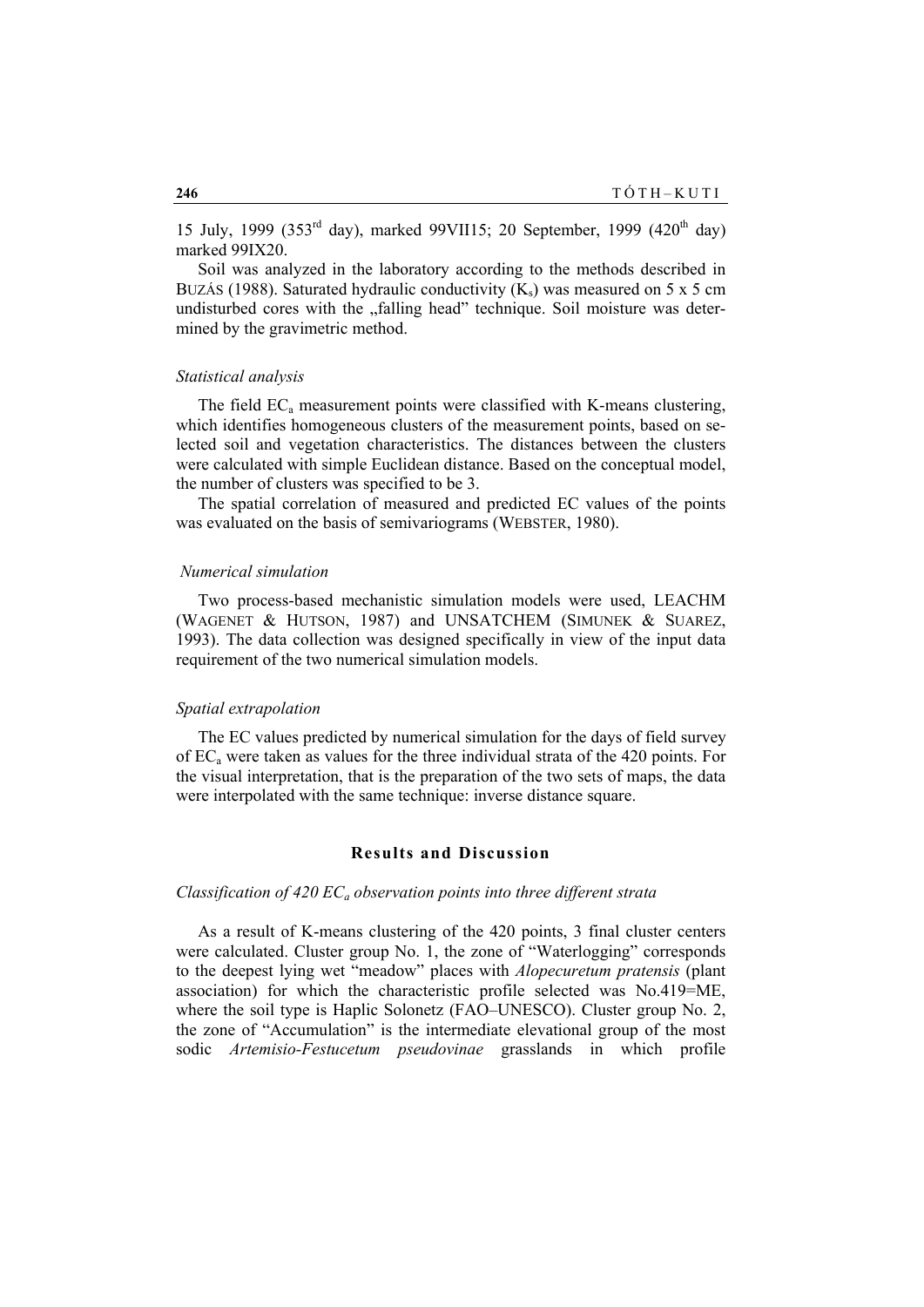15 July, 1999 (353rd day), marked 99VII15; 20 September, 1999 (420th day) marked 99IX20.

Soil was analyzed in the laboratory according to the methods described in BUZÁS (1988). Saturated hydraulic conductivity ($K_s$) was measured on 5 x 5 cm undisturbed cores with the „falling head" technique. Soil moisture was determined by the gravimetric method.

### *Statistical analysis*

The field $EC_a$ measurement points were classified with K-means clustering, which identifies homogeneous clusters of the measurement points, based on selected soil and vegetation characteristics. The distances between the clusters were calculated with simple Euclidean distance. Based on the conceptual model, the number of clusters was specified to be 3.

The spatial correlation of measured and predicted EC values of the points was evaluated on the basis of semivariograms (WEBSTER, 1980).

### *Numerical simulation*

Two process-based mechanistic simulation models were used, LEACHM (WAGENET & HUTSON, 1987) and UNSATCHEM (SIMUNEK & SUAREZ, 1993). The data collection was designed specifically in view of the input data requirement of the two numerical simulation models.

### *Spatial extrapolation*

The EC values predicted by numerical simulation for the days of field survey of $EC_a$ were taken as values for the three individual strata of the 420 points. For the visual interpretation, that is the preparation of the two sets of maps, the data were interpolated with the same technique: inverse distance square.

## Results and Discussion

### *Classification of 420 $EC_a$ observation points into three different strata*

As a result of K-means clustering of the 420 points, 3 final cluster centers were calculated. Cluster group No. 1, the zone of "Waterlogging" corresponds to the deepest lying wet "meadow" places with *Alopecuretum pratensis* (plant association) for which the characteristic profile selected was No.419=ME, where the soil type is Haplic Solonetz (FAO–UNESCO). Cluster group No. 2, the zone of "Accumulation" is the intermediate elevational group of the most sodic *Artemisio-Festucetum pseudovinae* grasslands in which profile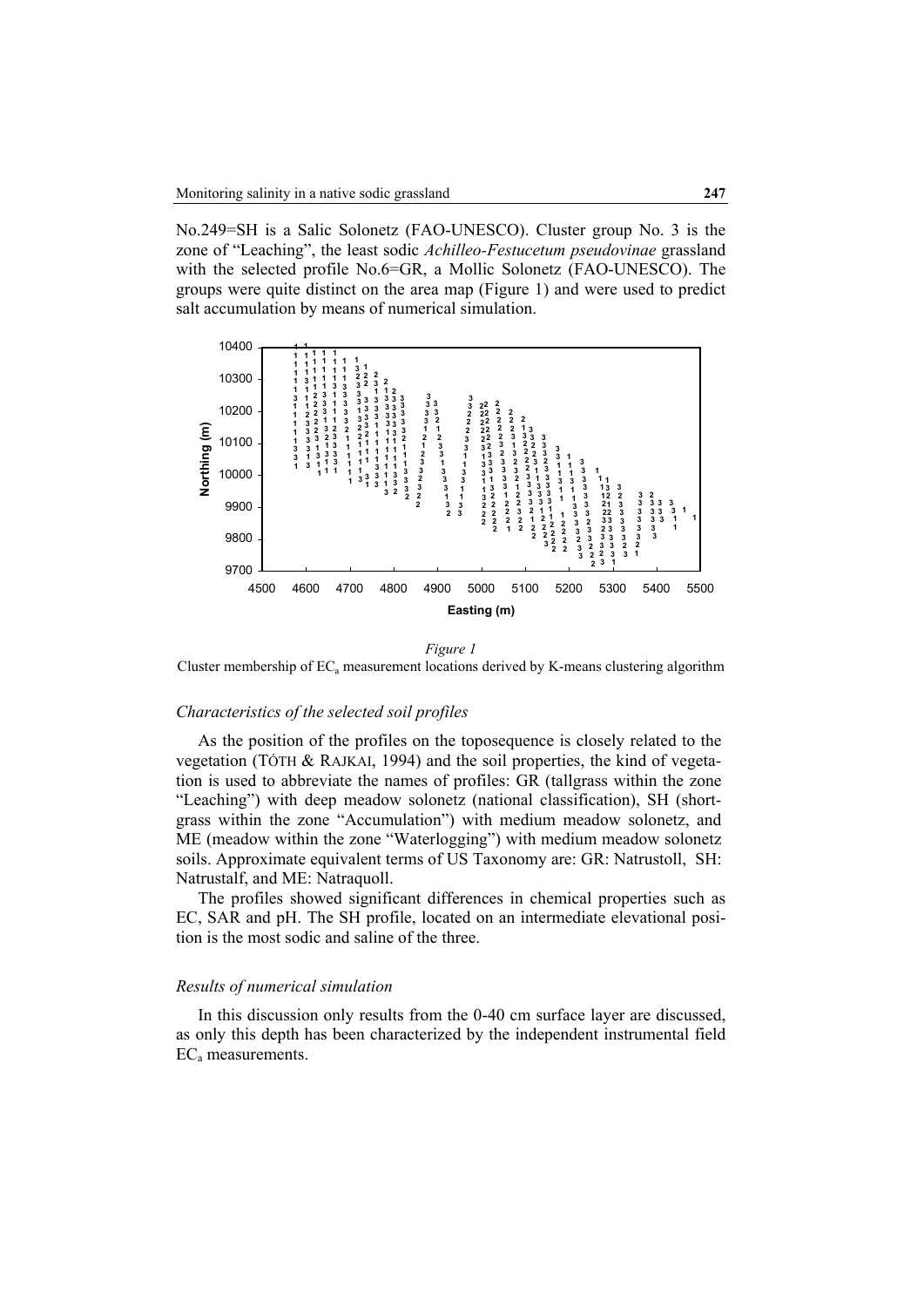No.249=SH is a Salic Solonetz (FAO-UNESCO). Cluster group No. 3 is the zone of "Leaching", the least sodic *Achilleo-Festucetum pseudovinae* grassland with the selected profile No.6=GR, a Mollic Solonetz (FAO-UNESCO). The groups were quite distinct on the area map (Figure 1) and were used to predict salt accumulation by means of numerical simulation.

*Figure 1*

Cluster membership of $EC_a$ measurement locations derived by K-means clustering algorithm

### *Characteristics of the selected soil profiles*

As the position of the profiles on the toposequence is closely related to the vegetation (TÓTH & RAJKAI, 1994) and the soil properties, the kind of vegetation is used to abbreviate the names of profiles: GR (tallgrass within the zone "Leaching") with deep meadow solonetz (national classification), SH (shortgrass within the zone "Accumulation") with medium meadow solonetz, and ME (meadow within the zone "Waterlogging") with medium meadow solonetz soils. Approximate equivalent terms of US Taxonomy are: GR: Natrustoll, SH: Natrustalf, and ME: Natraquoll.

The profiles showed significant differences in chemical properties such as EC, SAR and pH. The SH profile, located on an intermediate elevational position is the most sodic and saline of the three.

### *Results of numerical simulation*

In this discussion only results from the 0-40 cm surface layer are discussed, as only this depth has been characterized by the independent instrumental field $EC_a$ measurements.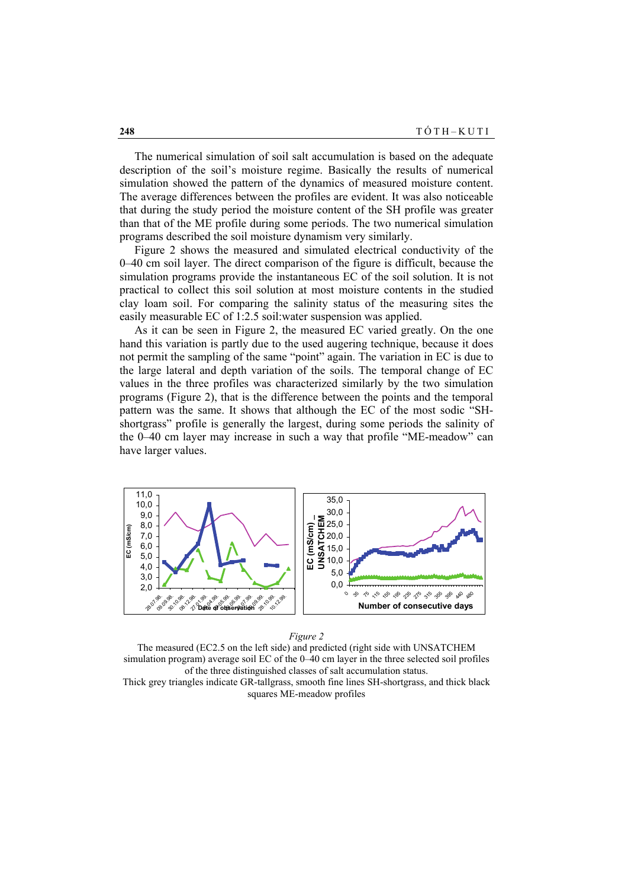The numerical simulation of soil salt accumulation is based on the adequate description of the soil's moisture regime. Basically the results of numerical simulation showed the pattern of the dynamics of measured moisture content. The average differences between the profiles are evident. It was also noticeable that during the study period the moisture content of the SH profile was greater than that of the ME profile during some periods. The two numerical simulation programs described the soil moisture dynamism very similarly.

Figure 2 shows the measured and simulated electrical conductivity of the 0–40 cm soil layer. The direct comparison of the figure is difficult, because the simulation programs provide the instantaneous EC of the soil solution. It is not practical to collect this soil solution at most moisture contents in the studied clay loam soil. For comparing the salinity status of the measuring sites the easily measurable EC of 1:2.5 soil:water suspension was applied.

As it can be seen in Figure 2, the measured EC varied greatly. On the one hand this variation is partly due to the used augering technique, because it does not permit the sampling of the same "point" again. The variation in EC is due to the large lateral and depth variation of the soils. The temporal change of EC values in the three profiles was characterized similarly by the two simulation programs (Figure 2), that is the difference between the points and the temporal pattern was the same. It shows that although the EC of the most sodic "SH-shortgrass" profile is generally the largest, during some periods the salinity of the 0–40 cm layer may increase in such a way that profile "ME-meadow" can have larger values.

*Figure 2*

The measured (EC2.5 on the left side) and predicted (right side with UNSATCHEM simulation program) average soil EC of the 0–40 cm layer in the three selected soil profiles of the three distinguished classes of salt accumulation status.
Thick grey triangles indicate GR-tallgrass, smooth fine lines SH-shortgrass, and thick black squares ME-meadow profiles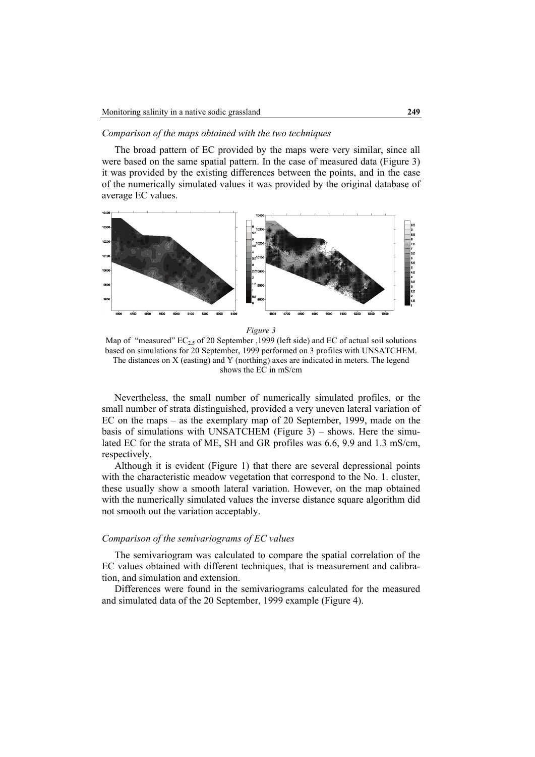*Comparison of the maps obtained with the two techniques*

The broad pattern of EC provided by the maps were very similar, since all were based on the same spatial pattern. In the case of measured data (Figure 3) it was provided by the existing differences between the points, and in the case of the numerically simulated values it was provided by the original database of average EC values.

*Figure 3*

Map of "measured" $EC_{2.5}$ of 20 September ,1999 (left side) and EC of actual soil solutions based on simulations for 20 September, 1999 performed on 3 profiles with UNSATCHEM. The distances on X (easting) and Y (northing) axes are indicated in meters. The legend shows the EC in mS/cm

Nevertheless, the small number of numerically simulated profiles, or the small number of strata distinguished, provided a very uneven lateral variation of EC on the maps – as the exemplary map of 20 September, 1999, made on the basis of simulations with UNSATCHEM (Figure 3) – shows. Here the simulated EC for the strata of ME, SH and GR profiles was 6.6, 9.9 and 1.3 mS/cm, respectively.

Although it is evident (Figure 1) that there are several depressional points with the characteristic meadow vegetation that correspond to the No. 1. cluster, these usually show a smooth lateral variation. However, on the map obtained with the numerically simulated values the inverse distance square algorithm did not smooth out the variation acceptably.

*Comparison of the semivariograms of EC values*

The semivariogram was calculated to compare the spatial correlation of the EC values obtained with different techniques, that is measurement and calibration, and simulation and extension.

Differences were found in the semivariograms calculated for the measured and simulated data of the 20 September, 1999 example (Figure 4).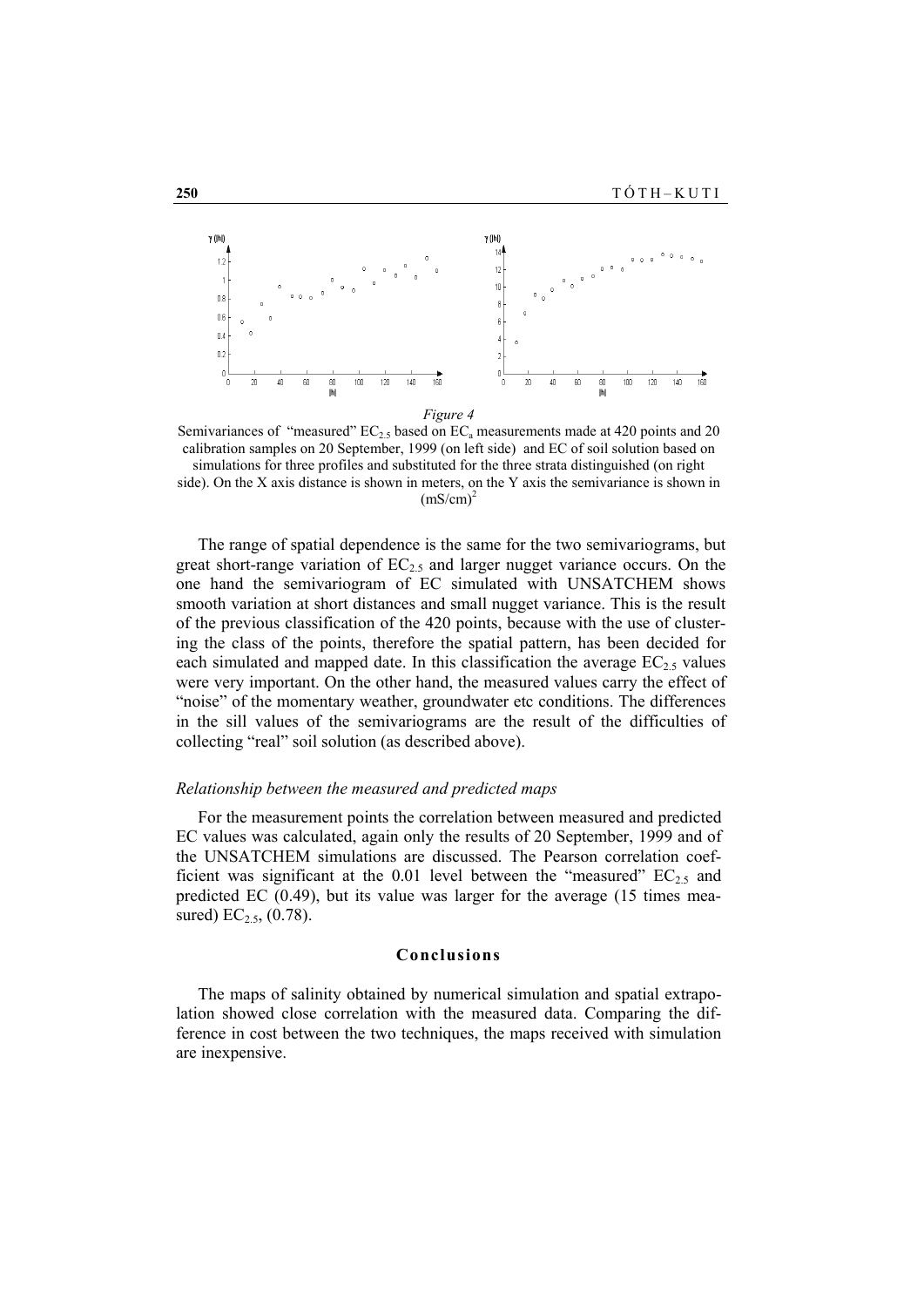*Figure 4*

Semivariances of "measured" $EC_{2.5}$ based on $EC_a$ measurements made at 420 points and 20 calibration samples on 20 September, 1999 (on left side) and EC of soil solution based on simulations for three profiles and substituted for the three strata distinguished (on right side). On the X axis distance is shown in meters, on the Y axis the semivariance is shown in $(mS/cm)^2$

The range of spatial dependence is the same for the two semivariograms, but great short-range variation of $EC_{2.5}$ and larger nugget variance occurs. On the one hand the semivariogram of EC simulated with UNSATCHEM shows smooth variation at short distances and small nugget variance. This is the result of the previous classification of the 420 points, because with the use of clustering the class of the points, therefore the spatial pattern, has been decided for each simulated and mapped date. In this classification the average $EC_{2.5}$ values were very important. On the other hand, the measured values carry the effect of "noise" of the momentary weather, groundwater etc conditions. The differences in the sill values of the semivariograms are the result of the difficulties of collecting "real" soil solution (as described above).

*Relationship between the measured and predicted maps*

For the measurement points the correlation between measured and predicted EC values was calculated, again only the results of 20 September, 1999 and of the UNSATCHEM simulations are discussed. The Pearson correlation coefficient was significant at the 0.01 level between the "measured" $EC_{2.5}$ and predicted EC (0.49), but its value was larger for the average (15 times measured) $EC_{2.5}$, (0.78).

## Conclusions

The maps of salinity obtained by numerical simulation and spatial extrapolation showed close correlation with the measured data. Comparing the difference in cost between the two techniques, the maps received with simulation are inexpensive.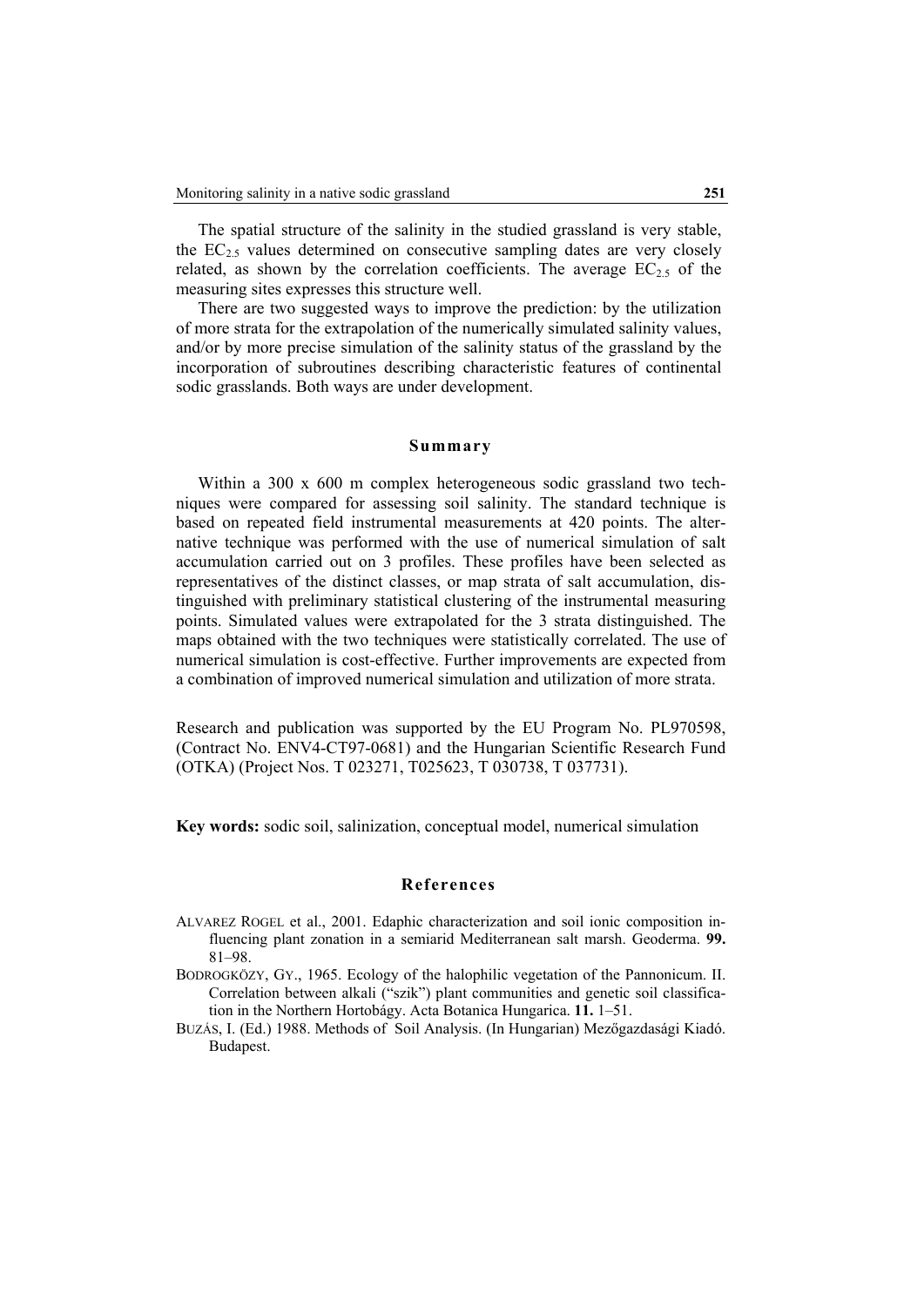The spatial structure of the salinity in the studied grassland is very stable, the $EC_{2.5}$ values determined on consecutive sampling dates are very closely related, as shown by the correlation coefficients. The average $EC_{2.5}$ of the measuring sites expresses this structure well.

There are two suggested ways to improve the prediction: by the utilization of more strata for the extrapolation of the numerically simulated salinity values, and/or by more precise simulation of the salinity status of the grassland by the incorporation of subroutines describing characteristic features of continental sodic grasslands. Both ways are under development.

## Summary

Within a 300 x 600 m complex heterogeneous sodic grassland two techniques were compared for assessing soil salinity. The standard technique is based on repeated field instrumental measurements at 420 points. The alternative technique was performed with the use of numerical simulation of salt accumulation carried out on 3 profiles. These profiles have been selected as representatives of the distinct classes, or map strata of salt accumulation, distinguished with preliminary statistical clustering of the instrumental measuring points. Simulated values were extrapolated for the 3 strata distinguished. The maps obtained with the two techniques were statistically correlated. The use of numerical simulation is cost-effective. Further improvements are expected from a combination of improved numerical simulation and utilization of more strata.

Research and publication was supported by the EU Program No. PL970598, (Contract No. ENV4-CT97-0681) and the Hungarian Scientific Research Fund (OTKA) (Project Nos. T 023271, T025623, T 030738, T 037731).

**Key words:** sodic soil, salinization, conceptual model, numerical simulation

## References

ALVAREZ ROGEL et al., 2001. Edaphic characterization and soil ionic composition influencing plant zonation in a semiarid Mediterranean salt marsh. Geoderma. **99.** 81–98.

BODROGKÖZY, GY., 1965. Ecology of the halophilic vegetation of the Pannonicum. II. Correlation between alkali ("szik") plant communities and genetic soil classification in the Northern Hortobágy. Acta Botanica Hungarica. **11.** 1–51.

BUZÁS, I. (Ed.) 1988. Methods of Soil Analysis. (In Hungarian) Mezőgazdasági Kiadó. Budapest.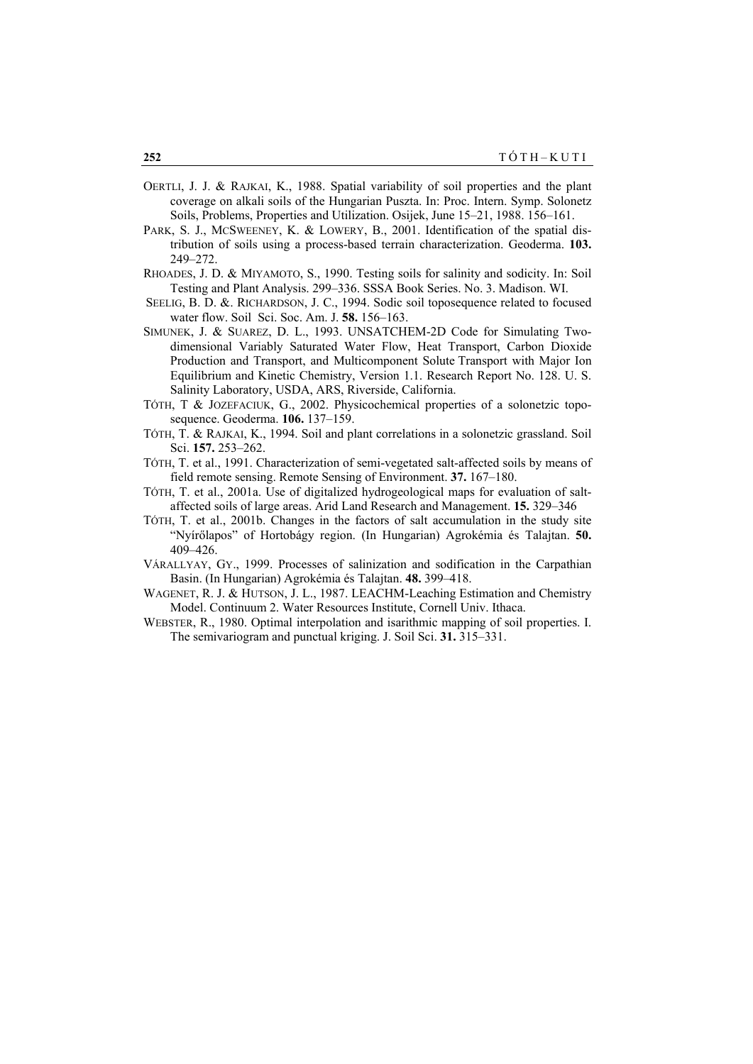OERTLI, J. J. & RAJKAI, K., 1988. Spatial variability of soil properties and the plant coverage on alkali soils of the Hungarian Puszta. In: Proc. Intern. Symp. Solonetz Soils, Problems, Properties and Utilization. Osijek, June 15–21, 1988. 156–161.

PARK, S. J., MCSWEENEY, K. & LOWERY, B., 2001. Identification of the spatial distribution of soils using a process-based terrain characterization. Geoderma. **103.** 249–272.

RHOADES, J. D. & MIYAMOTO, S., 1990. Testing soils for salinity and sodicity. In: Soil Testing and Plant Analysis. 299–336. SSSA Book Series. No. 3. Madison. WI.

SEELIG, B. D. &. RICHARDSON, J. C., 1994. Sodic soil toposequence related to focused water flow. Soil Sci. Soc. Am. J. **58.** 156–163.

SIMUNEK, J. & SUAREZ, D. L., 1993. UNSATCHEM-2D Code for Simulating Two-dimensional Variably Saturated Water Flow, Heat Transport, Carbon Dioxide Production and Transport, and Multicomponent Solute Transport with Major Ion Equilibrium and Kinetic Chemistry, Version 1.1. Research Report No. 128. U. S. Salinity Laboratory, USDA, ARS, Riverside, California.

TÓTH, T & JOZEFACIUK, G., 2002. Physicochemical properties of a solonetzic toposequence. Geoderma. **106.** 137–159.

TÓTH, T. & RAJKAI, K., 1994. Soil and plant correlations in a solonetzic grassland. Soil Sci. **157.** 253–262.

TÓTH, T. et al., 1991. Characterization of semi-vegetated salt-affected soils by means of field remote sensing. Remote Sensing of Environment. **37.** 167–180.

TÓTH, T. et al., 2001a. Use of digitalized hydrogeological maps for evaluation of salt-affected soils of large areas. Arid Land Research and Management. **15.** 329–346

TÓTH, T. et al., 2001b. Changes in the factors of salt accumulation in the study site "Nyírőlapos" of Hortobágy region. (In Hungarian) Agrokémia és Talajtan. **50.** 409–426.

VÁRALLYAY, GY., 1999. Processes of salinization and sodification in the Carpathian Basin. (In Hungarian) Agrokémia és Talajtan. **48.** 399–418.

WAGENET, R. J. & HUTSON, J. L., 1987. LEACHM-Leaching Estimation and Chemistry Model. Continuum 2. Water Resources Institute, Cornell Univ. Ithaca.

WEBSTER, R., 1980. Optimal interpolation and isarithmic mapping of soil properties. I. The semivariogram and punctual kriging. J. Soil Sci. **31.** 315–331.